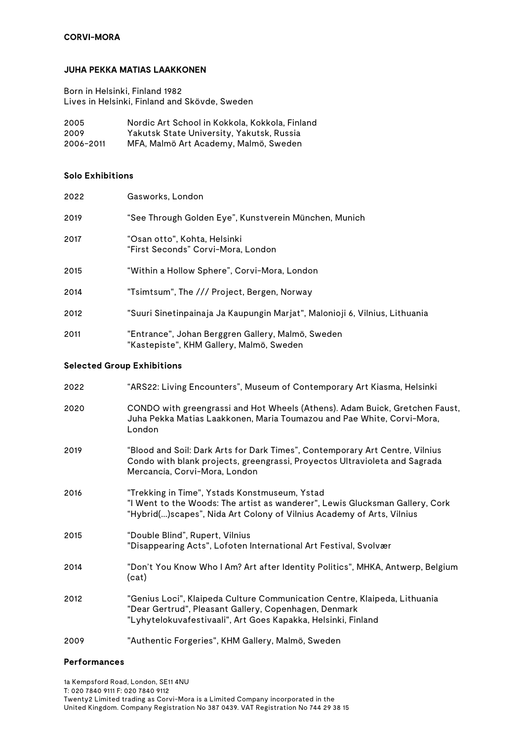**CORVI-MORA**

## JUHA PEKKA MATIAS LAAKKONEN

Born in Helsinki, Finland 1982
Lives in Helsinki, Finland and Skövde, Sweden

| | |
|---|---|
| 2005 | Nordic Art School in Kokkola, Kokkola, Finland |
| 2009 | Yakutsk State University, Yakutsk, Russia |
| 2006-2011 | MFA, Malmö Art Academy, Malmö, Sweden |

### Solo Exhibitions

| | |
|---|---|
| 2022 | Gasworks, London |
| 2019 | "See Through Golden Eye", Kunstverein München, Munich |
| 2017 | "Osan otto", Kohta, Helsinki<br>"First Seconds" Corvi-Mora, London |
| 2015 | "Within a Hollow Sphere", Corvi-Mora, London |
| 2014 | "Tsimtsum", The /// Project, Bergen, Norway |
| 2012 | "Suuri Sinetinpainaja Ja Kaupungin Marjat", Malonioji 6, Vilnius, Lithuania |
| 2011 | "Entrance", Johan Berggren Gallery, Malmö, Sweden<br>"Kastepiste", KHM Gallery, Malmö, Sweden |

### Selected Group Exhibitions

| | |
|---|---|
| 2022 | "ARS22: Living Encounters", Museum of Contemporary Art Kiasma, Helsinki |
| 2020 | CONDO with greengrassi and Hot Wheels (Athens). Adam Buick, Gretchen Faust, Juha Pekka Matias Laakkonen, Maria Toumazou and Pae White, Corvi-Mora, London |
| 2019 | "Blood and Soil: Dark Arts for Dark Times", Contemporary Art Centre, Vilnius<br>Condo with blank projects, greengrassi, Proyectos Ultravioleta and Sagrada Mercancía, Corvi-Mora, London |
| 2016 | "Trekking in Time", Ystads Konstmuseum, Ystad<br>"I Went to the Woods: The artist as wanderer", Lewis Glucksman Gallery, Cork<br>"Hybrid(...)scapes", Nida Art Colony of Vilnius Academy of Arts, Vilnius |
| 2015 | "Double Blind", Rupert, Vilnius<br>"Disappearing Acts", Lofoten International Art Festival, Svolvær |
| 2014 | "Don't You Know Who I Am? Art after Identity Politics", MHKA, Antwerp, Belgium (cat) |
| 2012 | "Genius Loci", Klaipeda Culture Communication Centre, Klaipeda, Lithuania<br>"Dear Gertrud", Pleasant Gallery, Copenhagen, Denmark<br>"Lyhytelokuvafestivaali", Art Goes Kapakka, Helsinki, Finland |
| 2009 | "Authentic Forgeries", KHM Gallery, Malmö, Sweden |

### Performances

1a Kempsford Road, London, SE11 4NU
T: 020 7840 9111 F: 020 7840 9112
Twenty2 Limited trading as Corvi-Mora is a Limited Company incorporated in the United Kingdom. Company Registration No 387 0439. VAT Registration No 744 29 38 15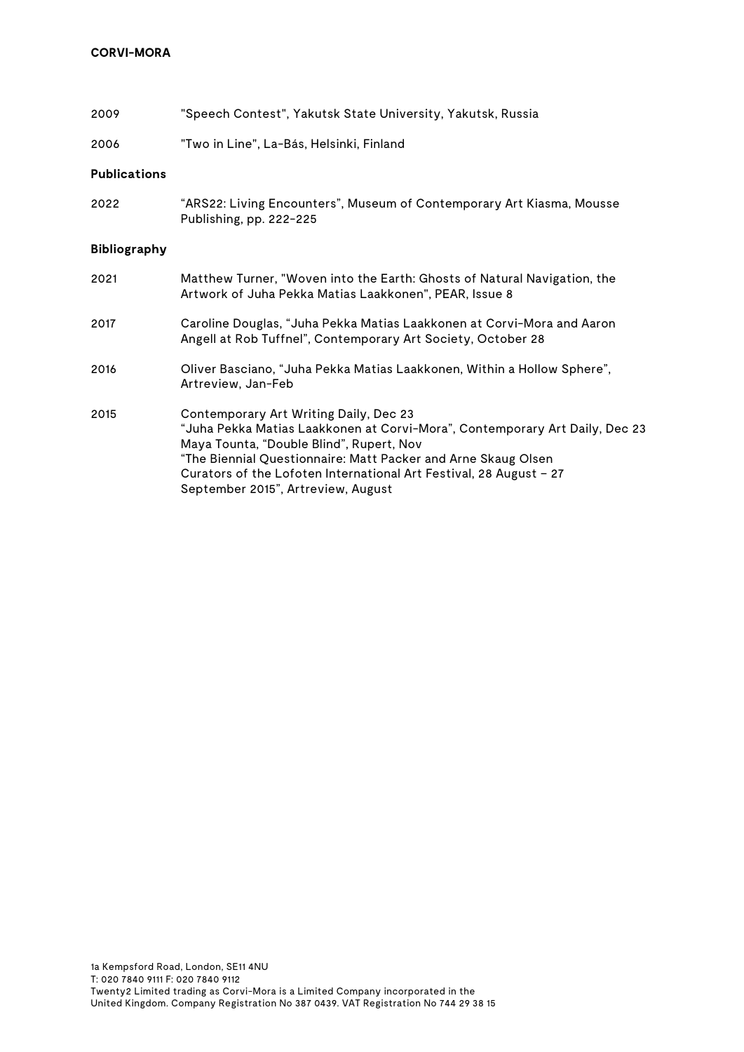2009 "Speech Contest", Yakutsk State University, Yakutsk, Russia

2006 "Two in Line", La-Bás, Helsinki, Finland

**Publications**

2022 “ARS22: Living Encounters”, Museum of Contemporary Art Kiasma, Mousse Publishing, pp. 222-225

**Bibliography**

2021 Matthew Turner, "Woven into the Earth: Ghosts of Natural Navigation, the Artwork of Juha Pekka Matias Laakkonen", PEAR, Issue 8

2017 Caroline Douglas, “Juha Pekka Matias Laakkonen at Corvi-Mora and Aaron Angell at Rob Tuffnel”, Contemporary Art Society, October 28

2016 Oliver Basciano, “Juha Pekka Matias Laakkonen, Within a Hollow Sphere”, Artreview, Jan-Feb

2015 Contemporary Art Writing Daily, Dec 23
“Juha Pekka Matias Laakkonen at Corvi-Mora”, Contemporary Art Daily, Dec 23
Maya Tounta, “Double Blind”, Rupert, Nov
“The Biennial Questionnaire: Matt Packer and Arne Skaug Olsen Curators of the Lofoten International Art Festival, 28 August – 27 September 2015”, Artreview, August